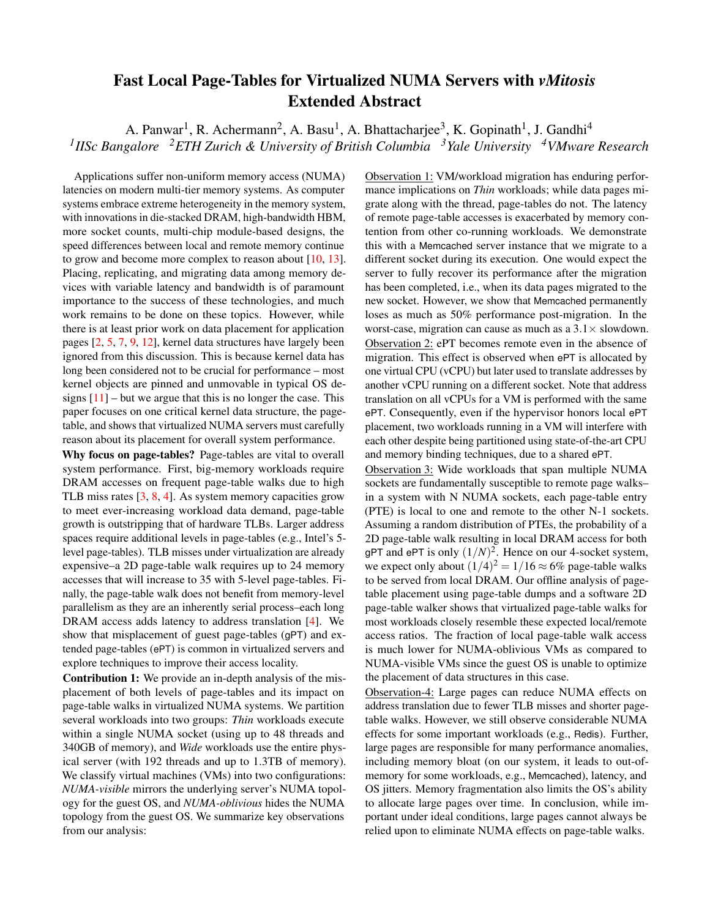# Fast Local Page-Tables for Virtualized NUMA Servers with *vMitosis* Extended Abstract

A. Panwar[1], R. Achermann[2], A. Basu[1], A. Bhattacharjee[3], K. Gopinath[1], J. Gandhi[4]

[1]*IISc Bangalore* [2]*ETH Zurich & University of British Columbia* [3]*Yale University* [4]*VMware Research*

Applications suffer non-uniform memory access (NUMA) latencies on modern multi-tier memory systems. As computer systems embrace extreme heterogeneity in the memory system, with innovations in die-stacked DRAM, high-bandwidth HBM, more socket counts, multi-chip module-based designs, the speed differences between local and remote memory continue to grow and become more complex to reason about [10, 13]. Placing, replicating, and migrating data among memory devices with variable latency and bandwidth is of paramount importance to the success of these technologies, and much work remains to be done on these topics. However, while there is at least prior work on data placement for application pages [2, 5, 7, 9, 12], kernel data structures have largely been ignored from this discussion. This is because kernel data has long been considered not to be crucial for performance – most kernel objects are pinned and unmovable in typical OS designs [11] – but we argue that this is no longer the case. This paper focuses on one critical kernel data structure, the page-table, and shows that virtualized NUMA servers must carefully reason about its placement for overall system performance.

**Why focus on page-tables?** Page-tables are vital to overall system performance. First, big-memory workloads require DRAM accesses on frequent page-table walks due to high TLB miss rates [3, 8, 4]. As system memory capacities grow to meet ever-increasing workload data demand, page-table growth is outstripping that of hardware TLBs. Larger address spaces require additional levels in page-tables (e.g., Intel's 5-level page-tables). TLB misses under virtualization are already expensive–a 2D page-table walk requires up to 24 memory accesses that will increase to 35 with 5-level page-tables. Finally, the page-table walk does not benefit from memory-level parallelism as they are an inherently serial process–each long DRAM access adds latency to address translation [4]. We show that misplacement of guest page-tables (gPT) and extended page-tables (ePT) is common in virtualized servers and explore techniques to improve their access locality.

**Contribution 1:** We provide an in-depth analysis of the misplacement of both levels of page-tables and its impact on page-table walks in virtualized NUMA systems. We partition several workloads into two groups: *Thin* workloads execute within a single NUMA socket (using up to 48 threads and 340GB of memory), and *Wide* workloads use the entire physical server (with 192 threads and up to 1.3TB of memory). We classify virtual machines (VMs) into two configurations: *NUMA-visible* mirrors the underlying server's NUMA topology for the guest OS, and *NUMA-oblivious* hides the NUMA topology from the guest OS. We summarize key observations from our analysis:

Observation 1: VM/workload migration has enduring performance implications on *Thin* workloads; while data pages migrate along with the thread, page-tables do not. The latency of remote page-table accesses is exacerbated by memory contention from other co-running workloads. We demonstrate this with a Memcached server instance that we migrate to a different socket during its execution. One would expect the server to fully recover its performance after the migration has been completed, i.e., when its data pages migrated to the new socket. However, we show that Memcached permanently loses as much as 50% performance post-migration. In the worst-case, migration can cause as much as a $3.1\times$ slowdown.

Observation 2: ePT becomes remote even in the absence of migration. This effect is observed when ePT is allocated by one virtual CPU (vCPU) but later used to translate addresses by another vCPU running on a different socket. Note that address translation on all vCPUs for a VM is performed with the same ePT. Consequently, even if the hypervisor honors local ePT placement, two workloads running in a VM will interfere with each other despite being partitioned using state-of-the-art CPU and memory binding techniques, due to a shared ePT.

Observation 3: Wide workloads that span multiple NUMA sockets are fundamentally susceptible to remote page walks– in a system with N NUMA sockets, each page-table entry (PTE) is local to one and remote to the other N-1 sockets. Assuming a random distribution of PTEs, the probability of a 2D page-table walk resulting in local DRAM access for both gPT and ePT is only $(1/N)^2$. Hence on our 4-socket system, we expect only about $(1/4)^2 = 1/16 \approx 6\%$ page-table walks to be served from local DRAM. Our offline analysis of page-table placement using page-table dumps and a software 2D page-table walker shows that virtualized page-table walks for most workloads closely resemble these expected local/remote access ratios. The fraction of local page-table walk access is much lower for NUMA-oblivious VMs as compared to NUMA-visible VMs since the guest OS is unable to optimize the placement of data structures in this case.

Observation-4: Large pages can reduce NUMA effects on address translation due to fewer TLB misses and shorter page-table walks. However, we still observe considerable NUMA effects for some important workloads (e.g., Redis). Further, large pages are responsible for many performance anomalies, including memory bloat (on our system, it leads to out-of-memory for some workloads, e.g., Memcached), latency, and OS jitters. Memory fragmentation also limits the OS's ability to allocate large pages over time. In conclusion, while important under ideal conditions, large pages cannot always be relied upon to eliminate NUMA effects on page-table walks.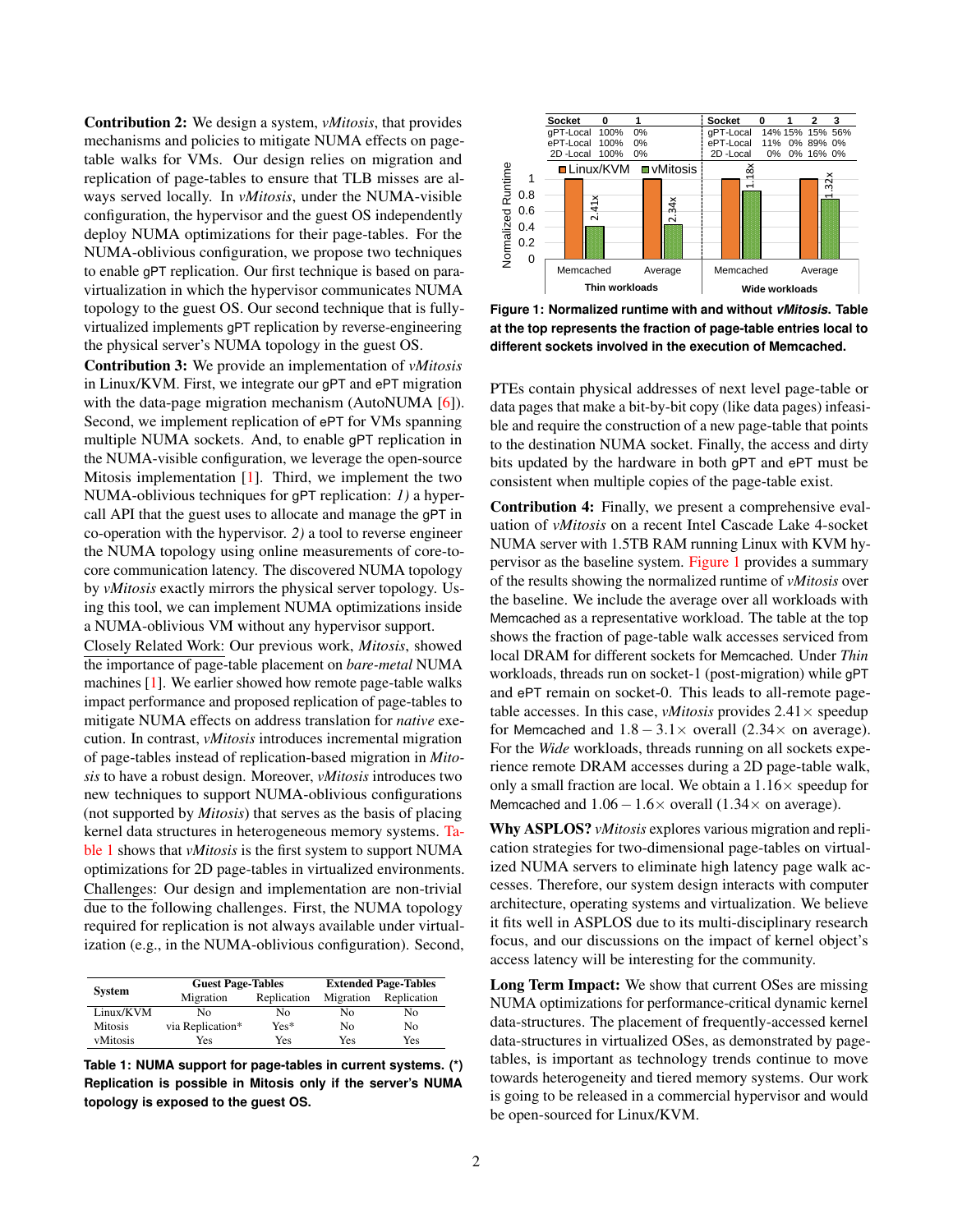**Contribution 2:** We design a system, *vMitosis*, that provides mechanisms and policies to mitigate NUMA effects on page-table walks for VMs. Our design relies on migration and replication of page-tables to ensure that TLB misses are always served locally. In *vMitosis*, under the NUMA-visible configuration, the hypervisor and the guest OS independently deploy NUMA optimizations for their page-tables. For the NUMA-oblivious configuration, we propose two techniques to enable gPT replication. Our first technique is based on para-virtualization in which the hypervisor communicates NUMA topology to the guest OS. Our second technique that is fully-virtualized implements gPT replication by reverse-engineering the physical server's NUMA topology in the guest OS.

**Contribution 3:** We provide an implementation of *vMitosis* in Linux/KVM. First, we integrate our gPT and ePT migration with the data-page migration mechanism (AutoNUMA [6]). Second, we implement replication of ePT for VMs spanning multiple NUMA sockets. And, to enable gPT replication in the NUMA-visible configuration, we leverage the open-source Mitosis implementation [1]. Third, we implement the two NUMA-oblivious techniques for gPT replication: *1)* a hypercall API that the guest uses to allocate and manage the gPT in co-operation with the hypervisor. *2)* a tool to reverse engineer the NUMA topology using online measurements of core-to-core communication latency. The discovered NUMA topology by *vMitosis* exactly mirrors the physical server topology. Using this tool, we can implement NUMA optimizations inside a NUMA-oblivious VM without any hypervisor support.

Closely Related Work: Our previous work, *Mitosis*, showed the importance of page-table placement on *bare-metal* NUMA machines [1]. We earlier showed how remote page-table walks impact performance and proposed replication of page-tables to mitigate NUMA effects on address translation for *native* execution. In contrast, *vMitosis* introduces incremental migration of page-tables instead of replication-based migration in *Mitosis* to have a robust design. Moreover, *vMitosis* introduces two new techniques to support NUMA-oblivious configurations (not supported by *Mitosis*) that serves as the basis of placing kernel data structures in heterogeneous memory systems. Table 1 shows that *vMitosis* is the first system to support NUMA optimizations for 2D page-tables in virtualized environments.

Challenges: Our design and implementation are non-trivial due to the following challenges. First, the NUMA topology required for replication is not always available under virtualization (e.g., in the NUMA-oblivious configuration). Second, PTEs contain physical addresses of next level page-table or data pages that make a bit-by-bit copy (like data pages) infeasible and require the construction of a new page-table that points to the destination NUMA socket. Finally, the access and dirty bits updated by the hardware in both gPT and ePT must be consistent when multiple copies of the page-table exist.

| System | Guest Page-Tables | | Extended Page-Tables | |
|---|---|---|---|---|
| | Migration | Replication | Migration | Replication |
| Linux/KVM | No | No | No | No |
| Mitosis | via Replication* | Yes* | No | No |
| vMitosis | Yes | Yes | Yes | Yes |

**Table 1: NUMA support for page-tables in current systems. (*) Replication is possible in Mitosis only if the server's NUMA topology is exposed to the guest OS.**

| Socket | 0 | 1 |
|---|---|---|
| gPT-Local | 100% | 0% |
| ePT-Local | 100% | 0% |
| 2D-Local | 100% | 0% |

| Socket | 0 | 1 | 2 | 3 |
|---|---|---|---|---|
| gPT-Local | 14% | 15% | 15% | 56% |
| ePT-Local | 11% | 0% | 89% | 0% |
| 2D-Local | 0% | 0% | 16% | 0% |

**Figure 1: Normalized runtime with and without *vMitosis*. Table at the top represents the fraction of page-table entries local to different sockets involved in the execution of Memcached.**

**Contribution 4:** Finally, we present a comprehensive evaluation of *vMitosis* on a recent Intel Cascade Lake 4-socket NUMA server with 1.5TB RAM running Linux with KVM hypervisor as the baseline system. Figure 1 provides a summary of the results showing the normalized runtime of *vMitosis* over the baseline. We include the average over all workloads with Memcached as a representative workload. The table at the top shows the fraction of page-table walk accesses serviced from local DRAM for different sockets for Memcached. Under *Thin* workloads, threads run on socket-1 (post-migration) while gPT and ePT remain on socket-0. This leads to all-remote page-table accesses. In this case, *vMitosis* provides $2.41\times$ speedup for Memcached and $1.8-3.1\times$ overall ($2.34\times$ on average). For the *Wide* workloads, threads running on all sockets experience remote DRAM accesses during a 2D page-table walk, only a small fraction are local. We obtain a $1.16\times$ speedup for Memcached and $1.06-1.6\times$ overall ($1.34\times$ on average).

**Why ASPLOS?** *vMitosis* explores various migration and replication strategies for two-dimensional page-tables on virtualized NUMA servers to eliminate high latency page walk accesses. Therefore, our system design interacts with computer architecture, operating systems and virtualization. We believe it fits well in ASPLOS due to its multi-disciplinary research focus, and our discussions on the impact of kernel object's access latency will be interesting for the community.

**Long Term Impact:** We show that current OSes are missing NUMA optimizations for performance-critical dynamic kernel data-structures. The placement of frequently-accessed kernel data-structures in virtualized OSes, as demonstrated by page-tables, is important as technology trends continue to move towards heterogeneity and tiered memory systems. Our work is going to be released in a commercial hypervisor and would be open-sourced for Linux/KVM.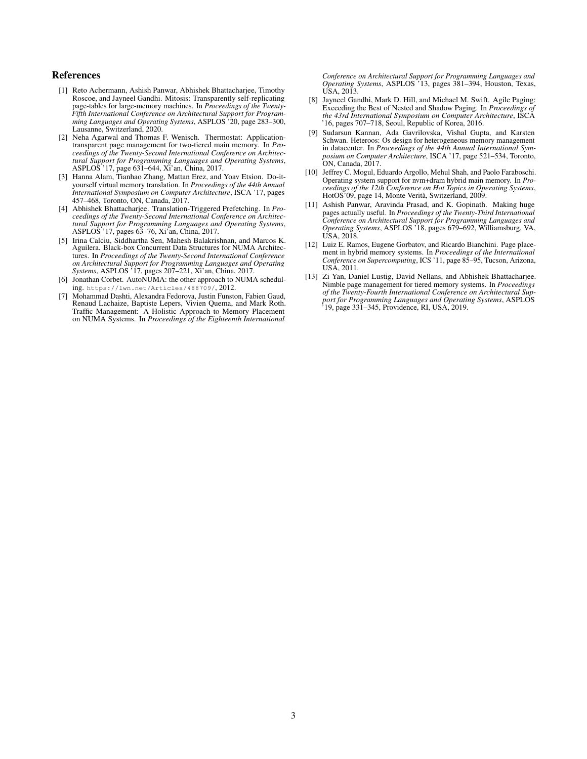## References

[1] Reto Achermann, Ashish Panwar, Abhishek Bhattacharjee, Timothy Roscoe, and Jayneel Gandhi. Mitosis: Transparently self-replicating page-tables for large-memory machines. In *Proceedings of the Twenty-Fifth International Conference on Architectural Support for Programming Languages and Operating Systems*, ASPLOS '20, page 283–300, Lausanne, Switzerland, 2020.

[2] Neha Agarwal and Thomas F. Wenisch. Thermostat: Application-transparent page management for two-tiered main memory. In *Proceedings of the Twenty-Second International Conference on Architectural Support for Programming Languages and Operating Systems*, ASPLOS '17, page 631–644, Xi'an, China, 2017.

[3] Hanna Alam, Tianhao Zhang, Mattan Erez, and Yoav Etsion. Do-it-yourself virtual memory translation. In *Proceedings of the 44th Annual International Symposium on Computer Architecture*, ISCA '17, pages 457–468, Toronto, ON, Canada, 2017.

[4] Abhishek Bhattacharjee. Translation-Triggered Prefetching. In *Proceedings of the Twenty-Second International Conference on Architectural Support for Programming Languages and Operating Systems*, ASPLOS '17, pages 63–76, Xi'an, China, 2017.

[5] Irina Calciu, Siddhartha Sen, Mahesh Balakrishnan, and Marcos K. Aguilera. Black-box Concurrent Data Structures for NUMA Architectures. In *Proceedings of the Twenty-Second International Conference on Architectural Support for Programming Languages and Operating Systems*, ASPLOS '17, pages 207–221, Xi'an, China, 2017.

[6] Jonathan Corbet. AutoNUMA: the other approach to NUMA scheduling. `https://lwn.net/Articles/488709/`, 2012.

[7] Mohammad Dashti, Alexandra Fedorova, Justin Funston, Fabien Gaud, Renaud Lachaize, Baptiste Lepers, Vivien Quema, and Mark Roth. Traffic Management: A Holistic Approach to Memory Placement on NUMA Systems. In *Proceedings of the Eighteenth International Conference on Architectural Support for Programming Languages and Operating Systems*, ASPLOS '13, pages 381–394, Houston, Texas, USA, 2013.

[8] Jayneel Gandhi, Mark D. Hill, and Michael M. Swift. Agile Paging: Exceeding the Best of Nested and Shadow Paging. In *Proceedings of the 43rd International Symposium on Computer Architecture*, ISCA '16, pages 707–718, Seoul, Republic of Korea, 2016.

[9] Sudarsun Kannan, Ada Gavrilovska, Vishal Gupta, and Karsten Schwan. Heteroos: Os design for heterogeneous memory management in datacenter. In *Proceedings of the 44th Annual International Symposium on Computer Architecture*, ISCA '17, page 521–534, Toronto, ON, Canada, 2017.

[10] Jeffrey C. Mogul, Eduardo Argollo, Mehul Shah, and Paolo Faraboschi. Operating system support for nvm+dram hybrid main memory. In *Proceedings of the 12th Conference on Hot Topics in Operating Systems*, HotOS'09, page 14, Monte Verità, Switzerland, 2009.

[11] Ashish Panwar, Aravinda Prasad, and K. Gopinath. Making huge pages actually useful. In *Proceedings of the Twenty-Third International Conference on Architectural Support for Programming Languages and Operating Systems*, ASPLOS '18, pages 679–692, Williamsburg, VA, USA, 2018.

[12] Luiz E. Ramos, Eugene Gorbatov, and Ricardo Bianchini. Page placement in hybrid memory systems. In *Proceedings of the International Conference on Supercomputing*, ICS '11, page 85–95, Tucson, Arizona, USA, 2011.

[13] Zi Yan, Daniel Lustig, David Nellans, and Abhishek Bhattacharjee. Nimble page management for tiered memory systems. In *Proceedings of the Twenty-Fourth International Conference on Architectural Support for Programming Languages and Operating Systems*, ASPLOS '19, page 331–345, Providence, RI, USA, 2019.